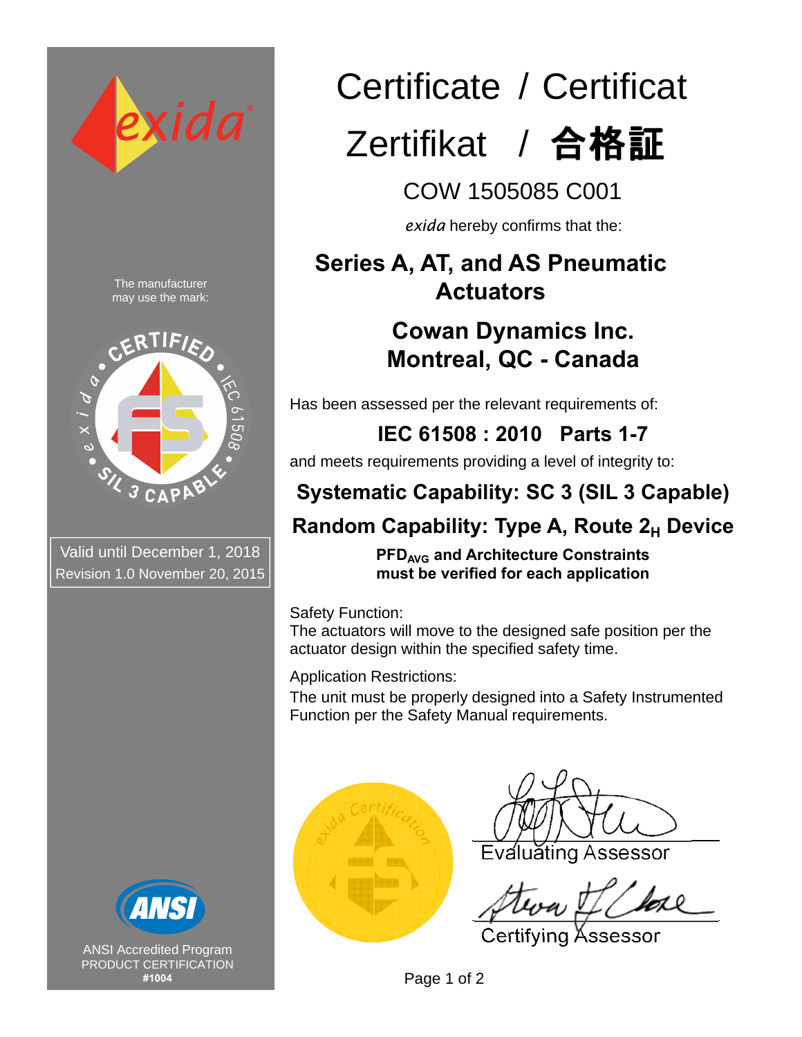# Certificate / Certificat Zertifikat / 合格証

## COW 1505085 C001

*exida* hereby confirms that the:

## Series A, AT, and AS Pneumatic Actuators

## Cowan Dynamics Inc.
## Montreal, QC - Canada

Has been assessed per the relevant requirements of:

**IEC 61508 : 2010 Parts 1-7**

and meets requirements providing a level of integrity to:

**Systematic Capability: SC 3 (SIL 3 Capable)**

**Random Capability: Type A, Route $2_H$ Device**

**$PFD_{AVG}$ and Architecture Constraints must be verified for each application**

Safety Function:
The actuators will move to the designed safe position per the actuator design within the specified safety time.

Application Restrictions:
The unit must be properly designed into a Safety Instrumented Function per the Safety Manual requirements.

The manufacturer may use the mark:

CERTIFIED • IEC 61508 • SIL 3 CAPABLE • exida

Valid until December 1, 2018
Revision 1.0 November 20, 2015

Evaluating Assessor

Certifying Assessor

ANSI Accredited Program
PRODUCT CERTIFICATION
**#1004**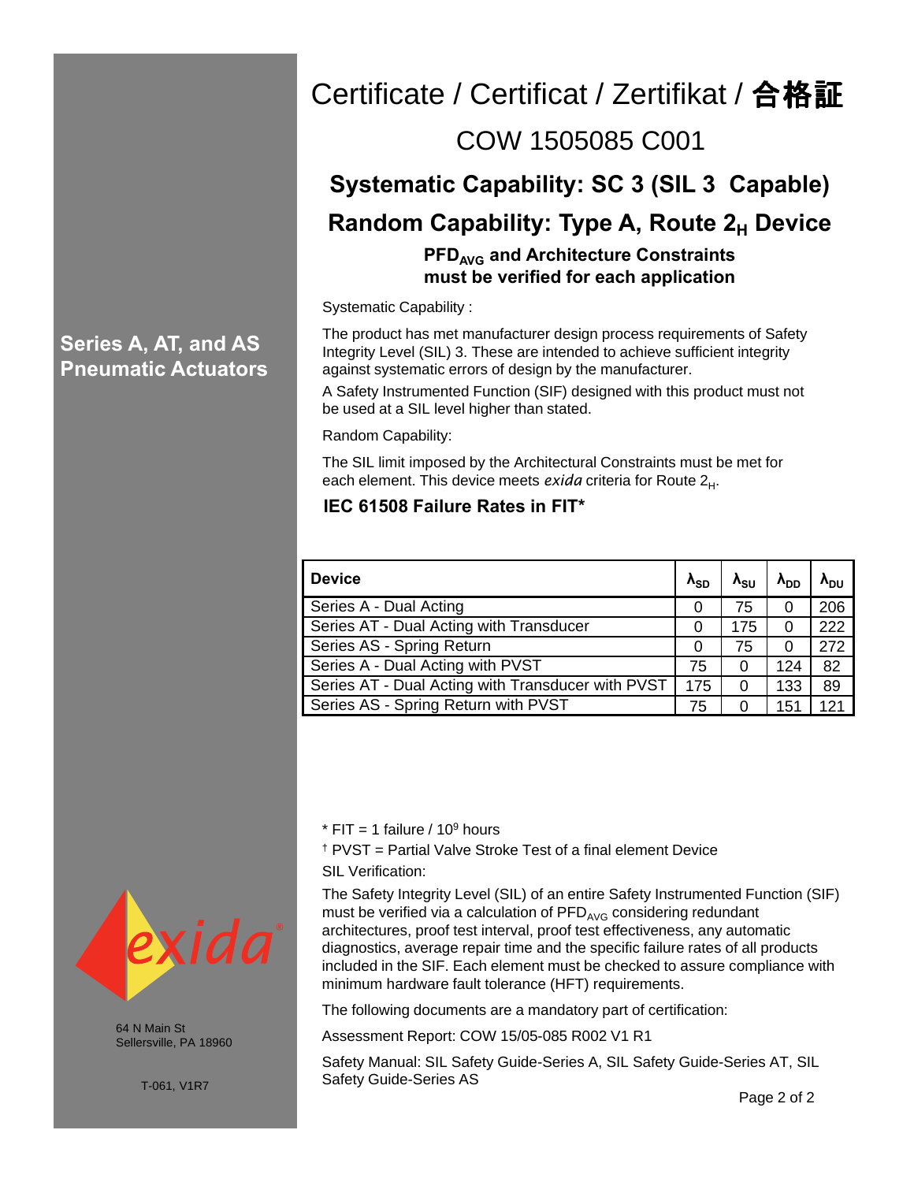# Certificate / Certificat / Zertifikat / 合格証

## COW 1505085 C001

## Systematic Capability: SC 3 (SIL 3 Capable)

## Random Capability: Type A, Route $2_H$ Device

**$PFD_{AVG}$ and Architecture Constraints must be verified for each application**

**Series A, AT, and AS Pneumatic Actuators**

Systematic Capability :

The product has met manufacturer design process requirements of Safety Integrity Level (SIL) 3. These are intended to achieve sufficient integrity against systematic errors of design by the manufacturer.

A Safety Instrumented Function (SIF) designed with this product must not be used at a SIL level higher than stated.

Random Capability:

The SIL limit imposed by the Architectural Constraints must be met for each element. This device meets *exida* criteria for Route $2_H$.

### IEC 61508 Failure Rates in FIT*

| Device | $\lambda_{SD}$ | $\lambda_{SU}$ | $\lambda_{DD}$ | $\lambda_{DU}$ |
|---|---|---|---|---|
| Series A - Dual Acting | 0 | 75 | 0 | 206 |
| Series AT - Dual Acting with Transducer | 0 | 175 | 0 | 222 |
| Series AS - Spring Return | 0 | 75 | 0 | 272 |
| Series A - Dual Acting with PVST | 75 | 0 | 124 | 82 |
| Series AT - Dual Acting with Transducer with PVST | 175 | 0 | 133 | 89 |
| Series AS - Spring Return with PVST | 75 | 0 | 151 | 121 |

* FIT = 1 failure / $10^9$ hours

† PVST = Partial Valve Stroke Test of a final element Device

SIL Verification:

The Safety Integrity Level (SIL) of an entire Safety Instrumented Function (SIF) must be verified via a calculation of $PFD_{AVG}$ considering redundant architectures, proof test interval, proof test effectiveness, any automatic diagnostics, average repair time and the specific failure rates of all products included in the SIF. Each element must be checked to assure compliance with minimum hardware fault tolerance (HFT) requirements.

The following documents are a mandatory part of certification:

Assessment Report: COW 15/05-085 R002 V1 R1

Safety Manual: SIL Safety Guide-Series A, SIL Safety Guide-Series AT, SIL Safety Guide-Series AS

exida

64 N Main St
Sellersville, PA 18960

T-061, V1R7